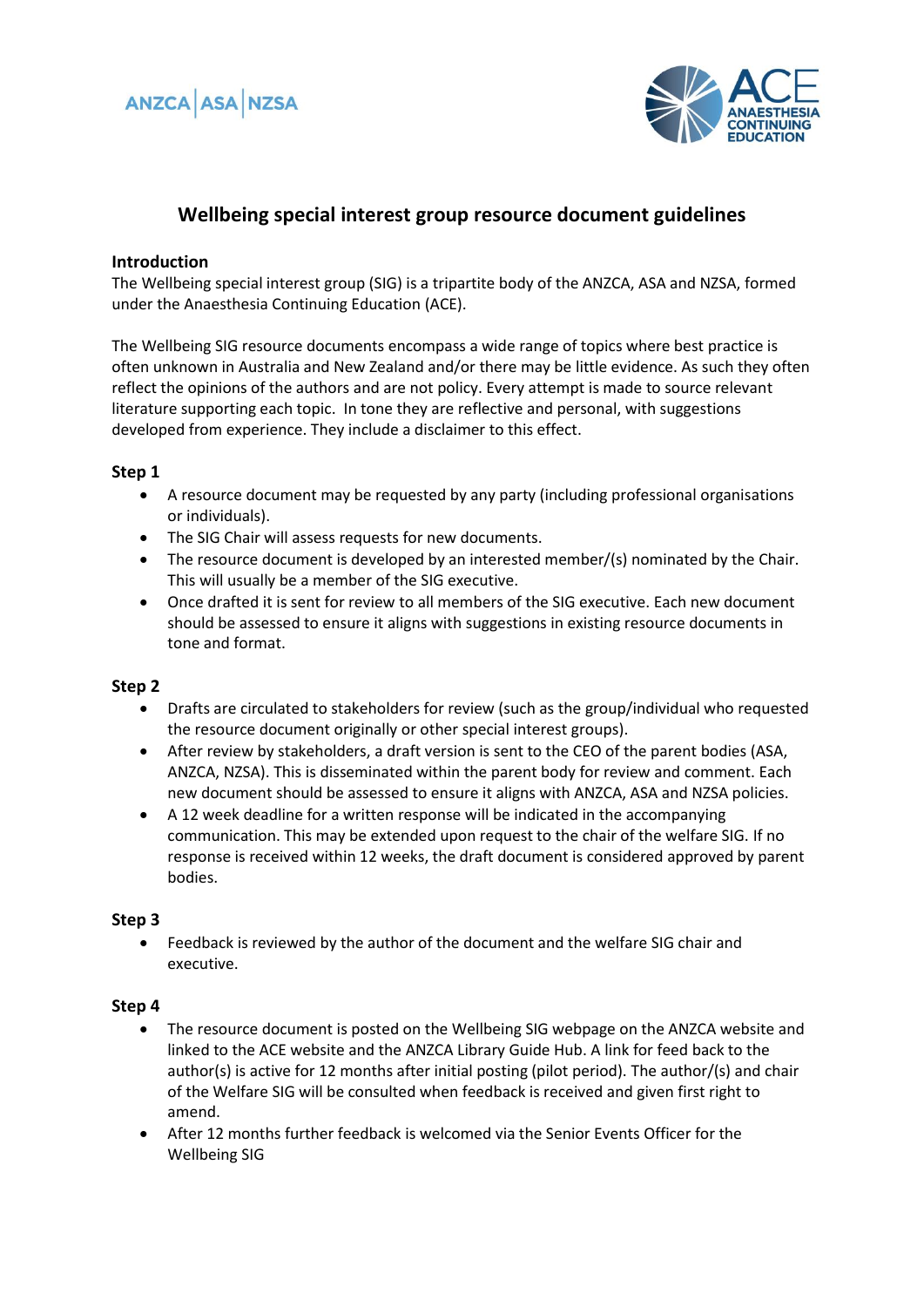ANZCA | ASA | NZSA

ACE
ANAESTHESIA
CONTINUING
EDUCATION

# Wellbeing special interest group resource document guidelines

## Introduction

The Wellbeing special interest group (SIG) is a tripartite body of the ANZCA, ASA and NZSA, formed under the Anaesthesia Continuing Education (ACE).

The Wellbeing SIG resource documents encompass a wide range of topics where best practice is often unknown in Australia and New Zealand and/or there may be little evidence. As such they often reflect the opinions of the authors and are not policy. Every attempt is made to source relevant literature supporting each topic. In tone they are reflective and personal, with suggestions developed from experience. They include a disclaimer to this effect.

## Step 1

- A resource document may be requested by any party (including professional organisations or individuals).
- The SIG Chair will assess requests for new documents.
- The resource document is developed by an interested member/(s) nominated by the Chair. This will usually be a member of the SIG executive.
- Once drafted it is sent for review to all members of the SIG executive. Each new document should be assessed to ensure it aligns with suggestions in existing resource documents in tone and format.

## Step 2

- Drafts are circulated to stakeholders for review (such as the group/individual who requested the resource document originally or other special interest groups).
- After review by stakeholders, a draft version is sent to the CEO of the parent bodies (ASA, ANZCA, NZSA). This is disseminated within the parent body for review and comment. Each new document should be assessed to ensure it aligns with ANZCA, ASA and NZSA policies.
- A 12 week deadline for a written response will be indicated in the accompanying communication. This may be extended upon request to the chair of the welfare SIG. If no response is received within 12 weeks, the draft document is considered approved by parent bodies.

## Step 3

- Feedback is reviewed by the author of the document and the welfare SIG chair and executive.

## Step 4

- The resource document is posted on the Wellbeing SIG webpage on the ANZCA website and linked to the ACE website and the ANZCA Library Guide Hub. A link for feed back to the author(s) is active for 12 months after initial posting (pilot period). The author/(s) and chair of the Welfare SIG will be consulted when feedback is received and given first right to amend.
- After 12 months further feedback is welcomed via the Senior Events Officer for the Wellbeing SIG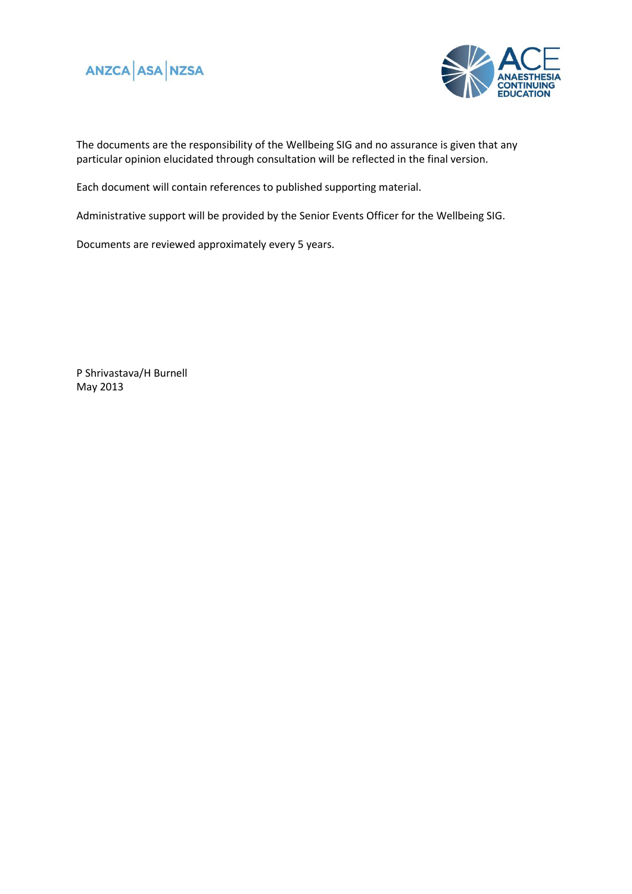The documents are the responsibility of the Wellbeing SIG and no assurance is given that any particular opinion elucidated through consultation will be reflected in the final version.

Each document will contain references to published supporting material.

Administrative support will be provided by the Senior Events Officer for the Wellbeing SIG.

Documents are reviewed approximately every 5 years.

P Shrivastava/H Burnell
May 2013